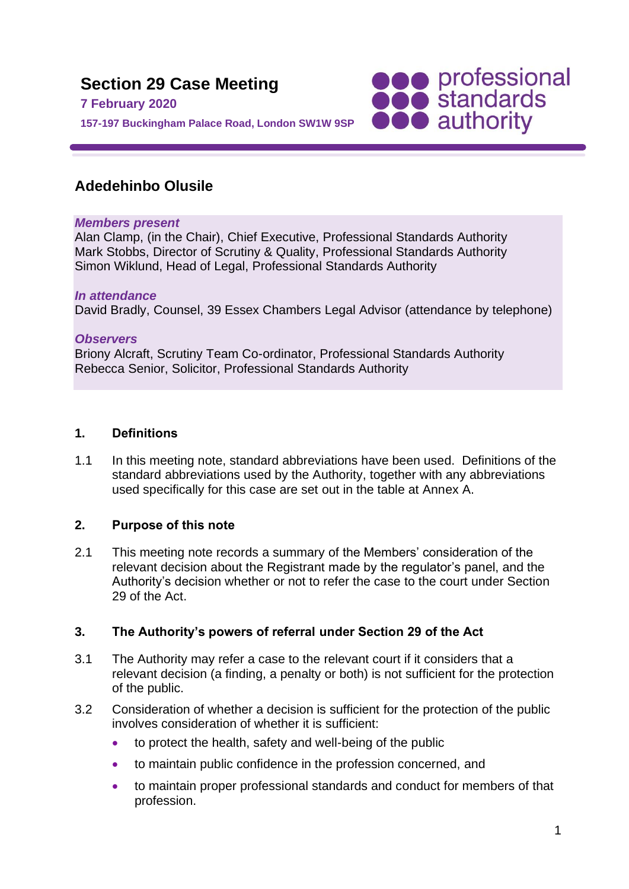# Section 29 Case Meeting

**7 February 2020**

**157-197 Buckingham Palace Road, London SW1W 9SP**

## Adedehinbo Olusile

***Members present***
Alan Clamp, (in the Chair), Chief Executive, Professional Standards Authority
Mark Stobbs, Director of Scrutiny & Quality, Professional Standards Authority
Simon Wiklund, Head of Legal, Professional Standards Authority

***In attendance***
David Bradly, Counsel, 39 Essex Chambers Legal Advisor (attendance by telephone)

***Observers***
Briony Alcraft, Scrutiny Team Co-ordinator, Professional Standards Authority
Rebecca Senior, Solicitor, Professional Standards Authority

### 1. Definitions

1.1 In this meeting note, standard abbreviations have been used. Definitions of the standard abbreviations used by the Authority, together with any abbreviations used specifically for this case are set out in the table at Annex A.

### 2. Purpose of this note

2.1 This meeting note records a summary of the Members' consideration of the relevant decision about the Registrant made by the regulator's panel, and the Authority's decision whether or not to refer the case to the court under Section 29 of the Act.

### 3. The Authority's powers of referral under Section 29 of the Act

3.1 The Authority may refer a case to the relevant court if it considers that a relevant decision (a finding, a penalty or both) is not sufficient for the protection of the public.

3.2 Consideration of whether a decision is sufficient for the protection of the public involves consideration of whether it is sufficient:

- to protect the health, safety and well-being of the public
- to maintain public confidence in the profession concerned, and
- to maintain proper professional standards and conduct for members of that profession.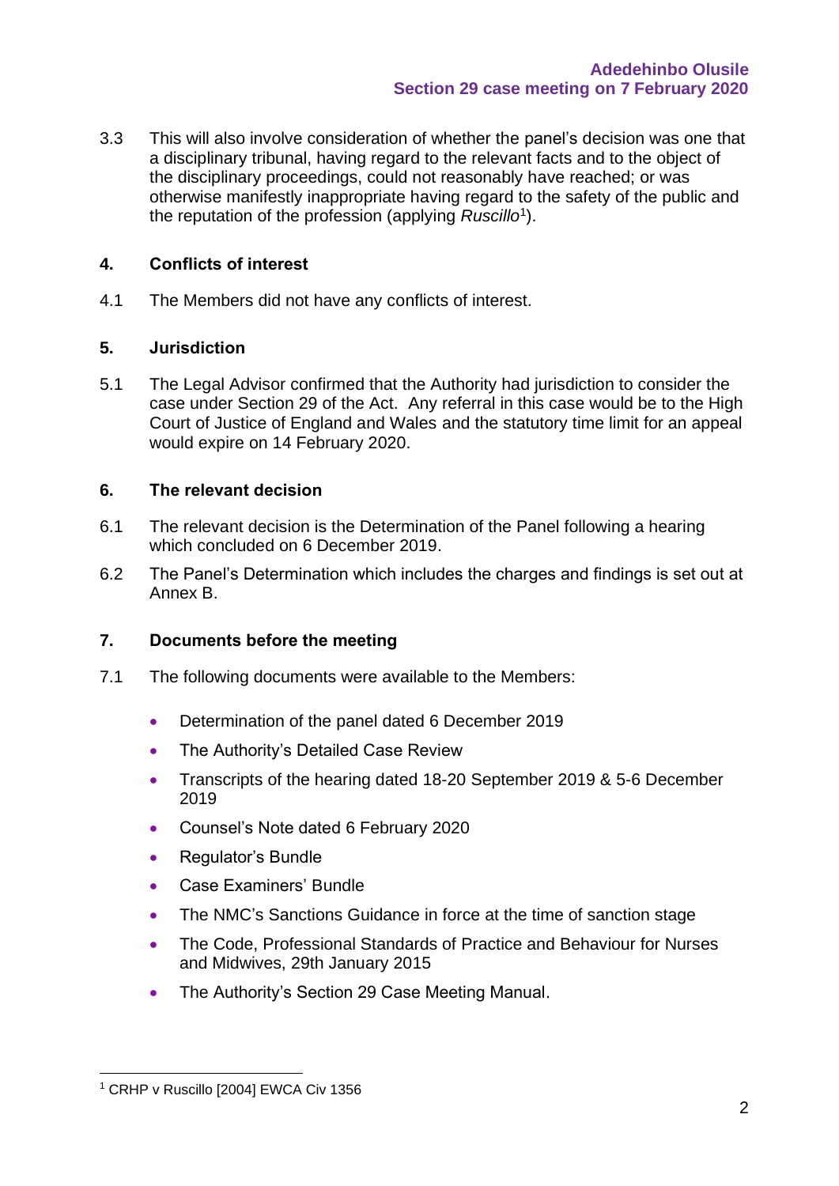3.3 This will also involve consideration of whether the panel's decision was one that a disciplinary tribunal, having regard to the relevant facts and to the object of the disciplinary proceedings, could not reasonably have reached; or was otherwise manifestly inappropriate having regard to the safety of the public and the reputation of the profession (applying *Ruscillo*[1]).

## 4. Conflicts of interest

4.1 The Members did not have any conflicts of interest.

## 5. Jurisdiction

5.1 The Legal Advisor confirmed that the Authority had jurisdiction to consider the case under Section 29 of the Act. Any referral in this case would be to the High Court of Justice of England and Wales and the statutory time limit for an appeal would expire on 14 February 2020.

## 6. The relevant decision

6.1 The relevant decision is the Determination of the Panel following a hearing which concluded on 6 December 2019.

6.2 The Panel's Determination which includes the charges and findings is set out at Annex B.

## 7. Documents before the meeting

7.1 The following documents were available to the Members:

- Determination of the panel dated 6 December 2019
- The Authority's Detailed Case Review
- Transcripts of the hearing dated 18-20 September 2019 & 5-6 December 2019
- Counsel's Note dated 6 February 2020
- Regulator's Bundle
- Case Examiners' Bundle
- The NMC's Sanctions Guidance in force at the time of sanction stage
- The Code, Professional Standards of Practice and Behaviour for Nurses and Midwives, 29th January 2015
- The Authority's Section 29 Case Meeting Manual.

[1] CRHP v Ruscillo [2004] EWCA Civ 1356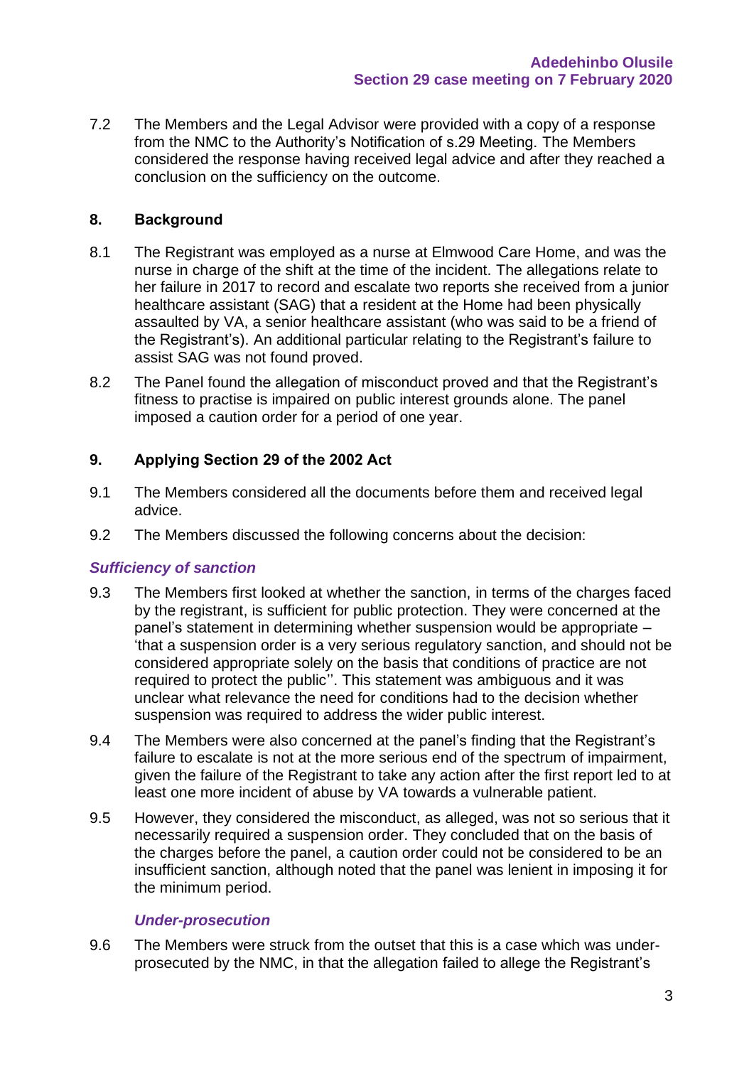7.2 The Members and the Legal Advisor were provided with a copy of a response from the NMC to the Authority's Notification of s.29 Meeting. The Members considered the response having received legal advice and after they reached a conclusion on the sufficiency on the outcome.

## 8. Background

8.1 The Registrant was employed as a nurse at Elmwood Care Home, and was the nurse in charge of the shift at the time of the incident. The allegations relate to her failure in 2017 to record and escalate two reports she received from a junior healthcare assistant (SAG) that a resident at the Home had been physically assaulted by VA, a senior healthcare assistant (who was said to be a friend of the Registrant's). An additional particular relating to the Registrant's failure to assist SAG was not found proved.

8.2 The Panel found the allegation of misconduct proved and that the Registrant's fitness to practise is impaired on public interest grounds alone. The panel imposed a caution order for a period of one year.

## 9. Applying Section 29 of the 2002 Act

9.1 The Members considered all the documents before them and received legal advice.

9.2 The Members discussed the following concerns about the decision:

### *Sufficiency of sanction*

9.3 The Members first looked at whether the sanction, in terms of the charges faced by the registrant, is sufficient for public protection. They were concerned at the panel's statement in determining whether suspension would be appropriate – 'that a suspension order is a very serious regulatory sanction, and should not be considered appropriate solely on the basis that conditions of practice are not required to protect the public''. This statement was ambiguous and it was unclear what relevance the need for conditions had to the decision whether suspension was required to address the wider public interest.

9.4 The Members were also concerned at the panel's finding that the Registrant's failure to escalate is not at the more serious end of the spectrum of impairment, given the failure of the Registrant to take any action after the first report led to at least one more incident of abuse by VA towards a vulnerable patient.

9.5 However, they considered the misconduct, as alleged, was not so serious that it necessarily required a suspension order. They concluded that on the basis of the charges before the panel, a caution order could not be considered to be an insufficient sanction, although noted that the panel was lenient in imposing it for the minimum period.

### *Under-prosecution*

9.6 The Members were struck from the outset that this is a case which was under-prosecuted by the NMC, in that the allegation failed to allege the Registrant's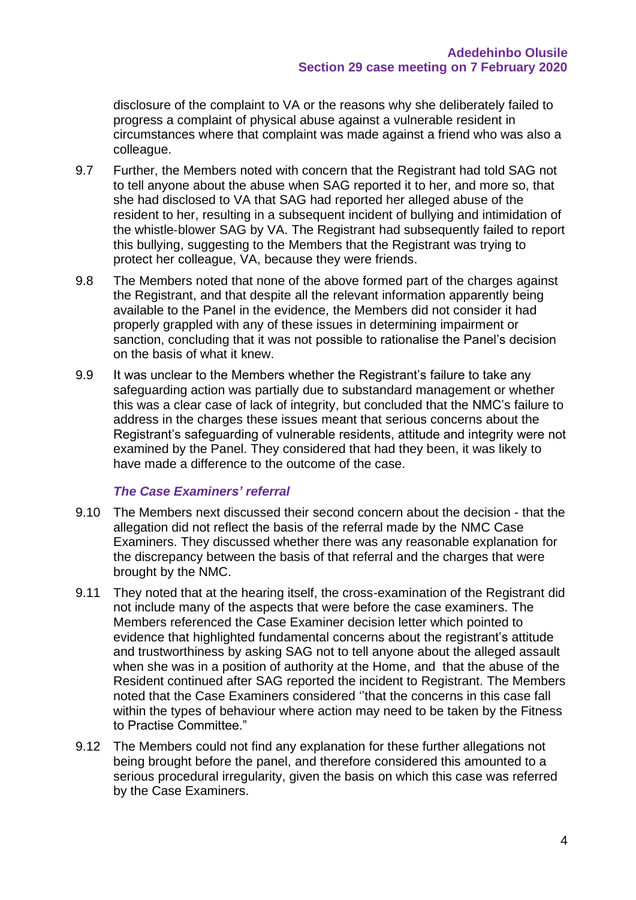disclosure of the complaint to VA or the reasons why she deliberately failed to progress a complaint of physical abuse against a vulnerable resident in circumstances where that complaint was made against a friend who was also a colleague.

9.7 Further, the Members noted with concern that the Registrant had told SAG not to tell anyone about the abuse when SAG reported it to her, and more so, that she had disclosed to VA that SAG had reported her alleged abuse of the resident to her, resulting in a subsequent incident of bullying and intimidation of the whistle-blower SAG by VA. The Registrant had subsequently failed to report this bullying, suggesting to the Members that the Registrant was trying to protect her colleague, VA, because they were friends.

9.8 The Members noted that none of the above formed part of the charges against the Registrant, and that despite all the relevant information apparently being available to the Panel in the evidence, the Members did not consider it had properly grappled with any of these issues in determining impairment or sanction, concluding that it was not possible to rationalise the Panel's decision on the basis of what it knew.

9.9 It was unclear to the Members whether the Registrant's failure to take any safeguarding action was partially due to substandard management or whether this was a clear case of lack of integrity, but concluded that the NMC's failure to address in the charges these issues meant that serious concerns about the Registrant's safeguarding of vulnerable residents, attitude and integrity were not examined by the Panel. They considered that had they been, it was likely to have made a difference to the outcome of the case.

### *The Case Examiners' referral*

9.10 The Members next discussed their second concern about the decision - that the allegation did not reflect the basis of the referral made by the NMC Case Examiners. They discussed whether there was any reasonable explanation for the discrepancy between the basis of that referral and the charges that were brought by the NMC.

9.11 They noted that at the hearing itself, the cross-examination of the Registrant did not include many of the aspects that were before the case examiners. The Members referenced the Case Examiner decision letter which pointed to evidence that highlighted fundamental concerns about the registrant's attitude and trustworthiness by asking SAG not to tell anyone about the alleged assault when she was in a position of authority at the Home, and that the abuse of the Resident continued after SAG reported the incident to Registrant. The Members noted that the Case Examiners considered ''that the concerns in this case fall within the types of behaviour where action may need to be taken by the Fitness to Practise Committee."

9.12 The Members could not find any explanation for these further allegations not being brought before the panel, and therefore considered this amounted to a serious procedural irregularity, given the basis on which this case was referred by the Case Examiners.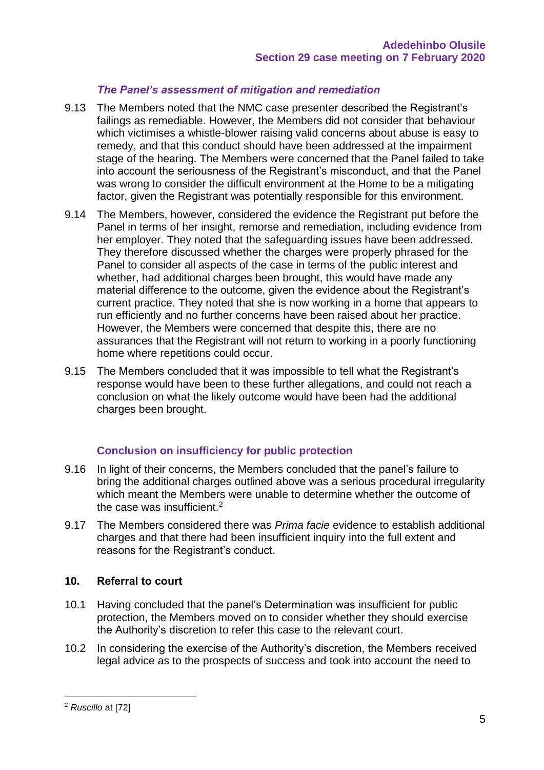### *The Panel's assessment of mitigation and remediation*

9.13 The Members noted that the NMC case presenter described the Registrant's failings as remediable. However, the Members did not consider that behaviour which victimises a whistle-blower raising valid concerns about abuse is easy to remedy, and that this conduct should have been addressed at the impairment stage of the hearing. The Members were concerned that the Panel failed to take into account the seriousness of the Registrant's misconduct, and that the Panel was wrong to consider the difficult environment at the Home to be a mitigating factor, given the Registrant was potentially responsible for this environment.

9.14 The Members, however, considered the evidence the Registrant put before the Panel in terms of her insight, remorse and remediation, including evidence from her employer. They noted that the safeguarding issues have been addressed. They therefore discussed whether the charges were properly phrased for the Panel to consider all aspects of the case in terms of the public interest and whether, had additional charges been brought, this would have made any material difference to the outcome, given the evidence about the Registrant's current practice. They noted that she is now working in a home that appears to run efficiently and no further concerns have been raised about her practice. However, the Members were concerned that despite this, there are no assurances that the Registrant will not return to working in a poorly functioning home where repetitions could occur.

9.15 The Members concluded that it was impossible to tell what the Registrant's response would have been to these further allegations, and could not reach a conclusion on what the likely outcome would have been had the additional charges been brought.

### Conclusion on insufficiency for public protection

9.16 In light of their concerns, the Members concluded that the panel's failure to bring the additional charges outlined above was a serious procedural irregularity which meant the Members were unable to determine whether the outcome of the case was insufficient.[2]

9.17 The Members considered there was *Prima facie* evidence to establish additional charges and that there had been insufficient inquiry into the full extent and reasons for the Registrant's conduct.

## 10. Referral to court

10.1 Having concluded that the panel's Determination was insufficient for public protection, the Members moved on to consider whether they should exercise the Authority's discretion to refer this case to the relevant court.

10.2 In considering the exercise of the Authority's discretion, the Members received legal advice as to the prospects of success and took into account the need to

---

[2] *Ruscillo* at [72]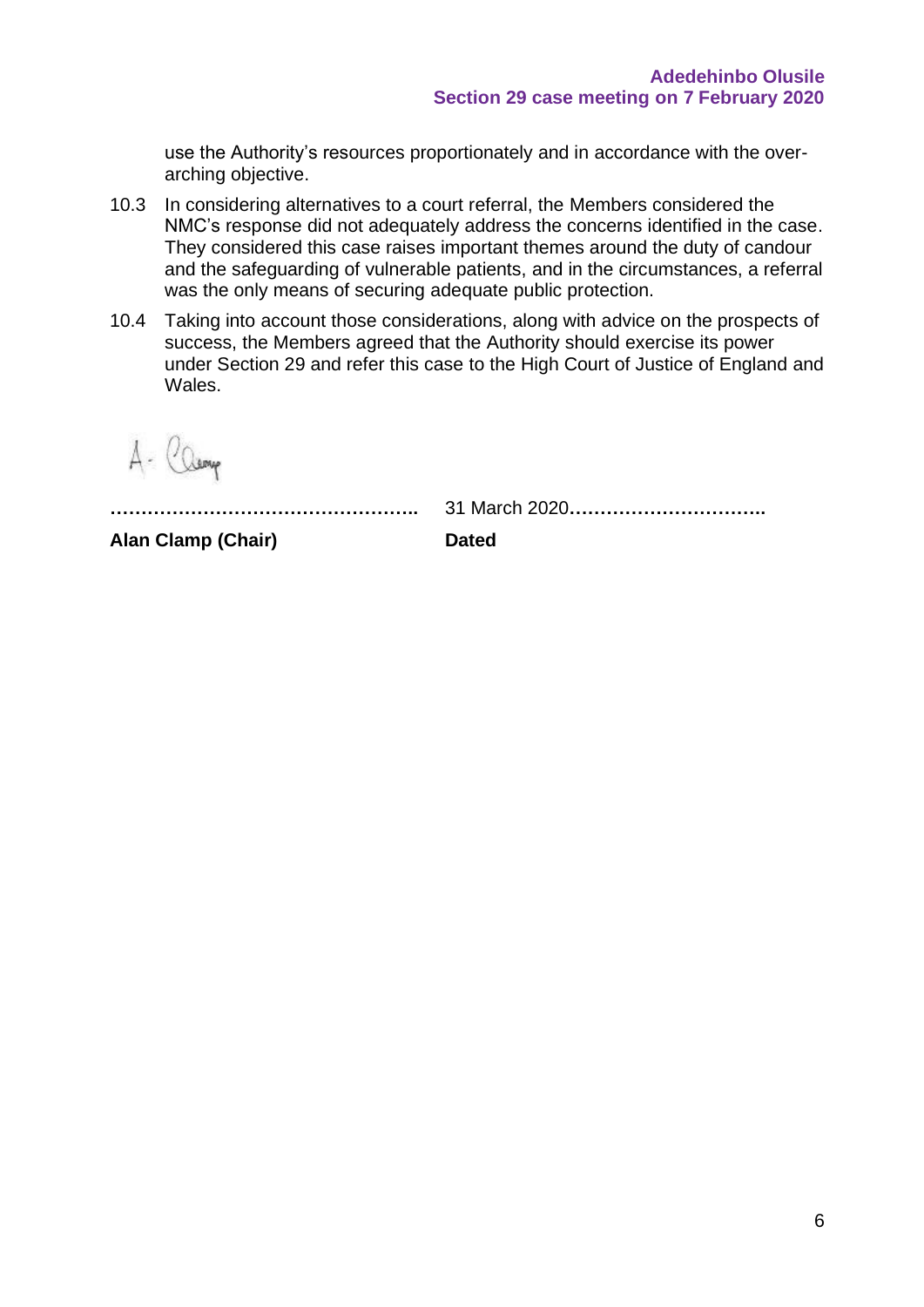use the Authority's resources proportionately and in accordance with the over-arching objective.

10.3 In considering alternatives to a court referral, the Members considered the NMC's response did not adequately address the concerns identified in the case. They considered this case raises important themes around the duty of candour and the safeguarding of vulnerable patients, and in the circumstances, a referral was the only means of securing adequate public protection.

10.4 Taking into account those considerations, along with advice on the prospects of success, the Members agreed that the Authority should exercise its power under Section 29 and refer this case to the High Court of Justice of England and Wales.

A. Clamp

…………………………………………… 31 March 2020…………………………..

**Alan Clamp (Chair)** **Dated**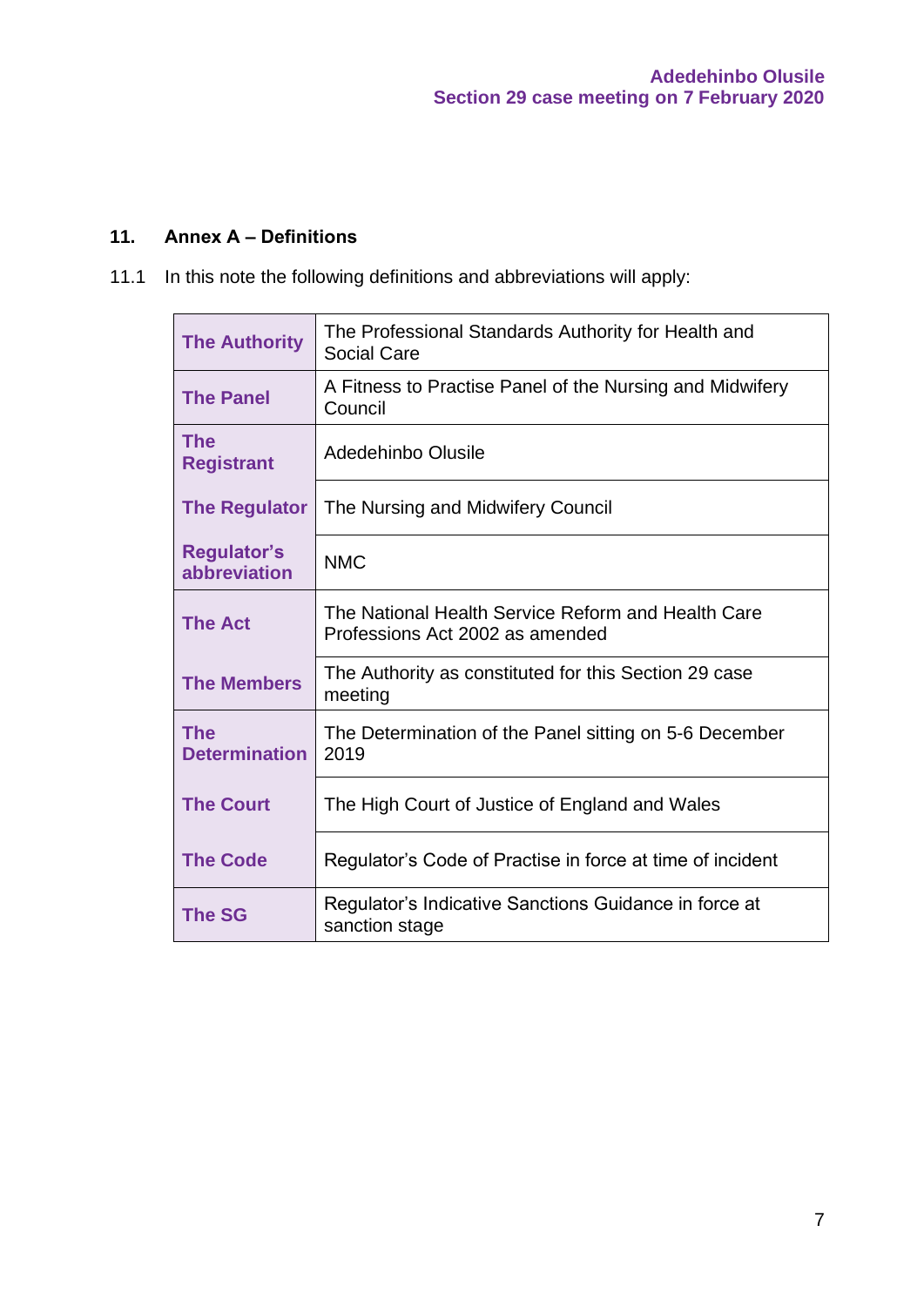## 11. Annex A – Definitions

11.1 In this note the following definitions and abbreviations will apply:

| | |
|---|---|
| **The Authority** | The Professional Standards Authority for Health and Social Care |
| **The Panel** | A Fitness to Practise Panel of the Nursing and Midwifery Council |
| **The Registrant** | Adedehinbo Olusile |
| **The Regulator** | The Nursing and Midwifery Council |
| **Regulator's abbreviation** | NMC |
| **The Act** | The National Health Service Reform and Health Care Professions Act 2002 as amended |
| **The Members** | The Authority as constituted for this Section 29 case meeting |
| **The Determination** | The Determination of the Panel sitting on 5-6 December 2019 |
| **The Court** | The High Court of Justice of England and Wales |
| **The Code** | Regulator's Code of Practise in force at time of incident |
| **The SG** | Regulator's Indicative Sanctions Guidance in force at sanction stage |